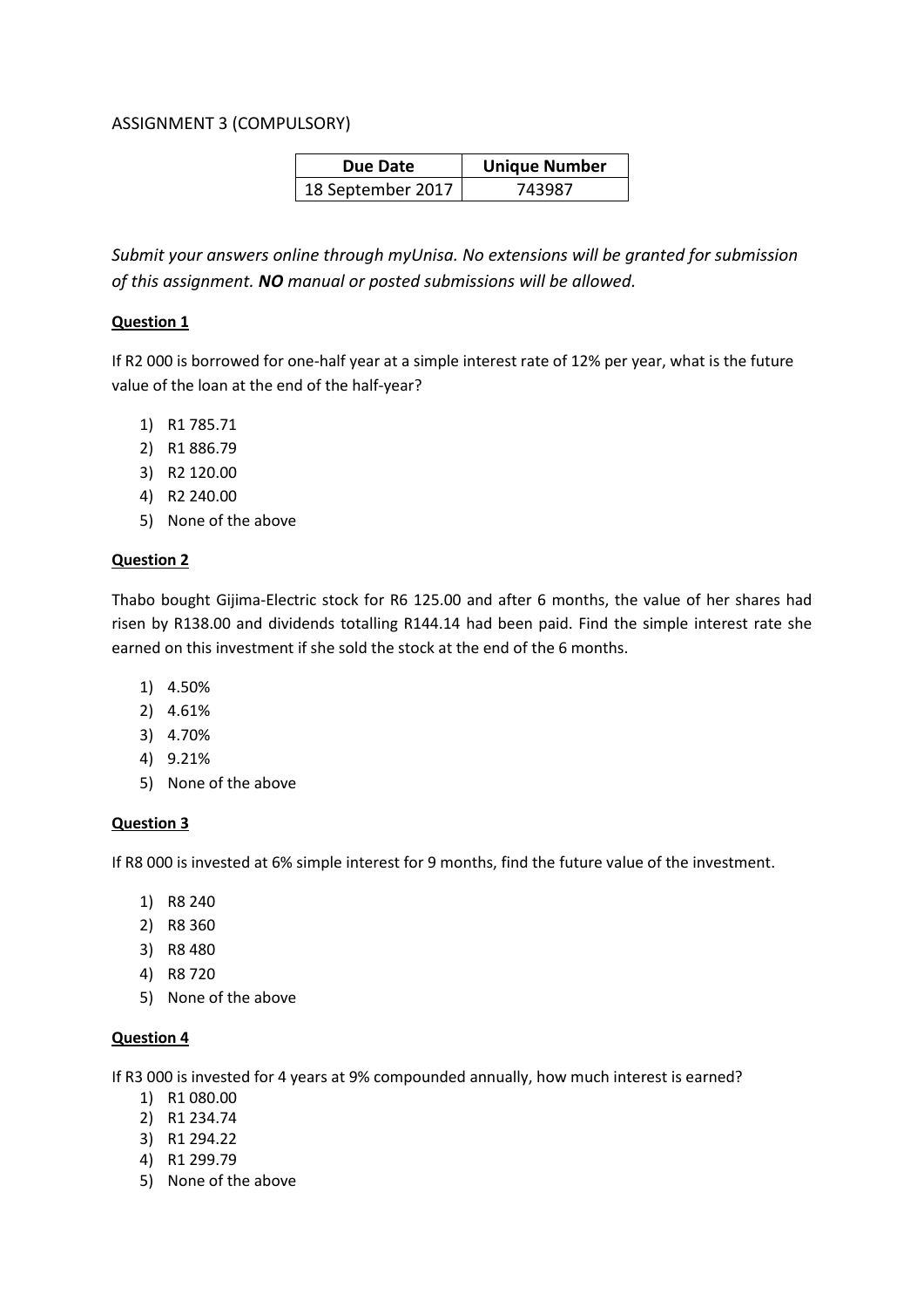ASSIGNMENT 3 (COMPULSORY)

| Due Date | Unique Number |
|---|---|
| 18 September 2017 | 743987 |

*Submit your answers online through myUnisa. No extensions will be granted for submission of this assignment.* ***NO*** *manual or posted submissions will be allowed.*

**Question 1**

If R2 000 is borrowed for one-half year at a simple interest rate of 12% per year, what is the future value of the loan at the end of the half-year?

1) R1 785.71
2) R1 886.79
3) R2 120.00
4) R2 240.00
5) None of the above

**Question 2**

Thabo bought Gijima-Electric stock for R6 125.00 and after 6 months, the value of her shares had risen by R138.00 and dividends totalling R144.14 had been paid. Find the simple interest rate she earned on this investment if she sold the stock at the end of the 6 months.

1) 4.50%
2) 4.61%
3) 4.70%
4) 9.21%
5) None of the above

**Question 3**

If R8 000 is invested at 6% simple interest for 9 months, find the future value of the investment.

1) R8 240
2) R8 360
3) R8 480
4) R8 720
5) None of the above

**Question 4**

If R3 000 is invested for 4 years at 9% compounded annually, how much interest is earned?

1) R1 080.00
2) R1 234.74
3) R1 294.22
4) R1 299.79
5) None of the above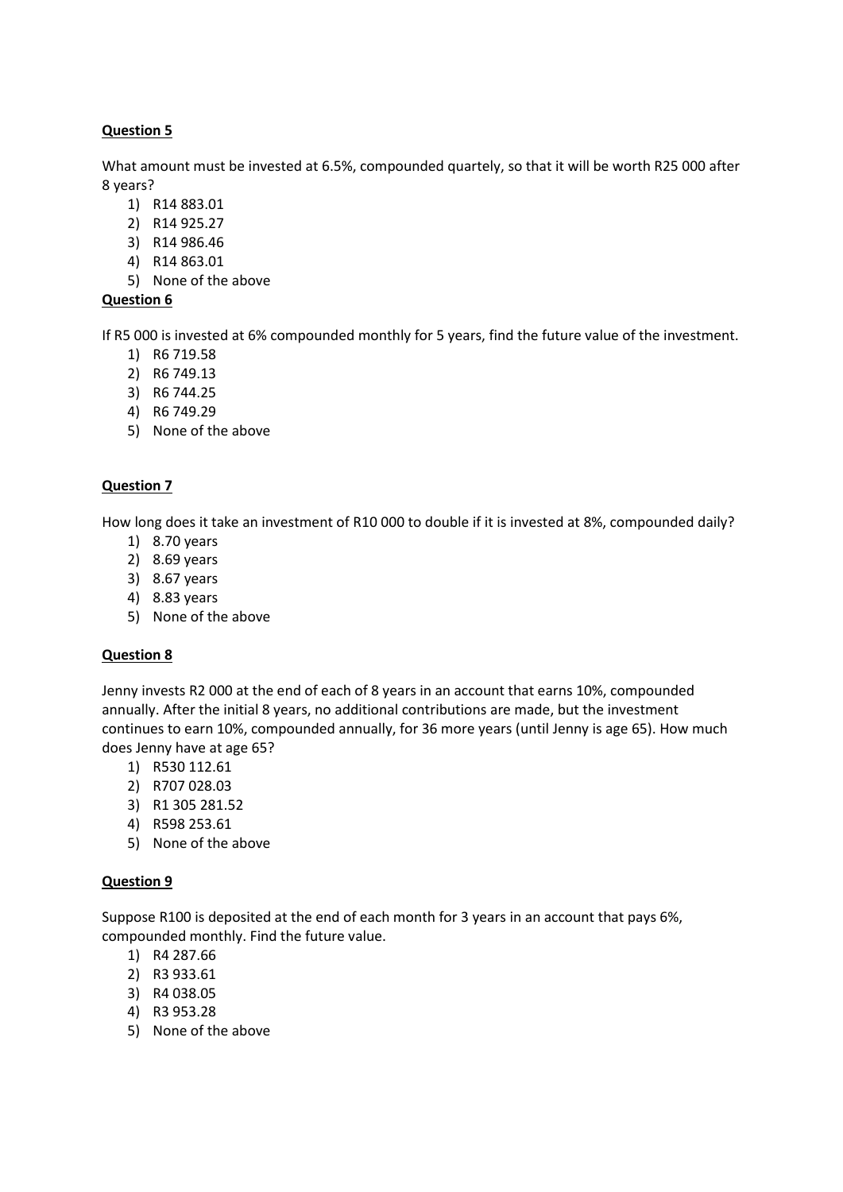**Question 5**

What amount must be invested at 6.5%, compounded quartely, so that it will be worth R25 000 after 8 years?

1) R14 883.01
2) R14 925.27
3) R14 986.46
4) R14 863.01
5) None of the above

**Question 6**

If R5 000 is invested at 6% compounded monthly for 5 years, find the future value of the investment.

1) R6 719.58
2) R6 749.13
3) R6 744.25
4) R6 749.29
5) None of the above

**Question 7**

How long does it take an investment of R10 000 to double if it is invested at 8%, compounded daily?

1) 8.70 years
2) 8.69 years
3) 8.67 years
4) 8.83 years
5) None of the above

**Question 8**

Jenny invests R2 000 at the end of each of 8 years in an account that earns 10%, compounded annually. After the initial 8 years, no additional contributions are made, but the investment continues to earn 10%, compounded annually, for 36 more years (until Jenny is age 65). How much does Jenny have at age 65?

1) R530 112.61
2) R707 028.03
3) R1 305 281.52
4) R598 253.61
5) None of the above

**Question 9**

Suppose R100 is deposited at the end of each month for 3 years in an account that pays 6%, compounded monthly. Find the future value.

1) R4 287.66
2) R3 933.61
3) R4 038.05
4) R3 953.28
5) None of the above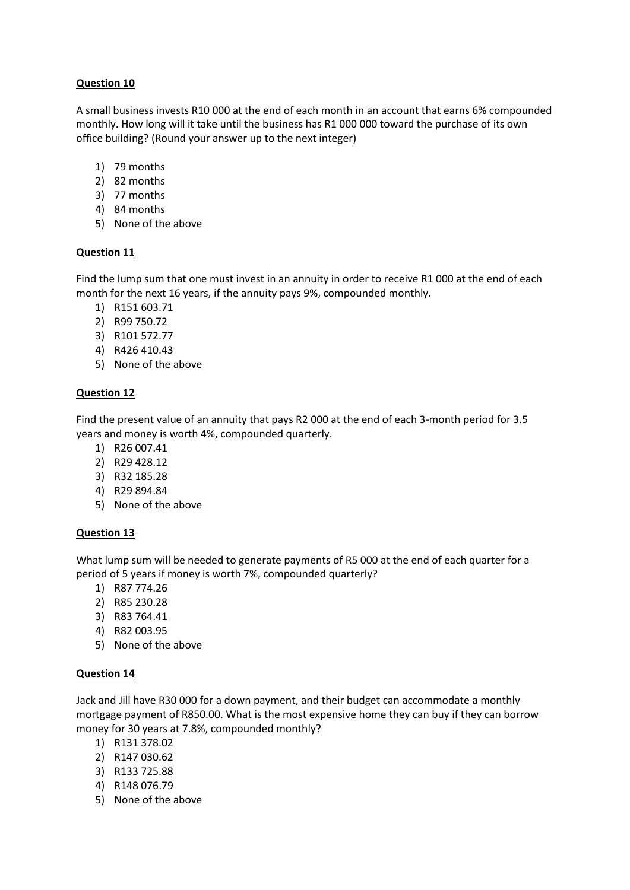**Question 10**

A small business invests R10 000 at the end of each month in an account that earns 6% compounded monthly. How long will it take until the business has R1 000 000 toward the purchase of its own office building? (Round your answer up to the next integer)

1) 79 months
2) 82 months
3) 77 months
4) 84 months
5) None of the above

**Question 11**

Find the lump sum that one must invest in an annuity in order to receive R1 000 at the end of each month for the next 16 years, if the annuity pays 9%, compounded monthly.

1) R151 603.71
2) R99 750.72
3) R101 572.77
4) R426 410.43
5) None of the above

**Question 12**

Find the present value of an annuity that pays R2 000 at the end of each 3-month period for 3.5 years and money is worth 4%, compounded quarterly.

1) R26 007.41
2) R29 428.12
3) R32 185.28
4) R29 894.84
5) None of the above

**Question 13**

What lump sum will be needed to generate payments of R5 000 at the end of each quarter for a period of 5 years if money is worth 7%, compounded quarterly?

1) R87 774.26
2) R85 230.28
3) R83 764.41
4) R82 003.95
5) None of the above

**Question 14**

Jack and Jill have R30 000 for a down payment, and their budget can accommodate a monthly mortgage payment of R850.00. What is the most expensive home they can buy if they can borrow money for 30 years at 7.8%, compounded monthly?

1) R131 378.02
2) R147 030.62
3) R133 725.88
4) R148 076.79
5) None of the above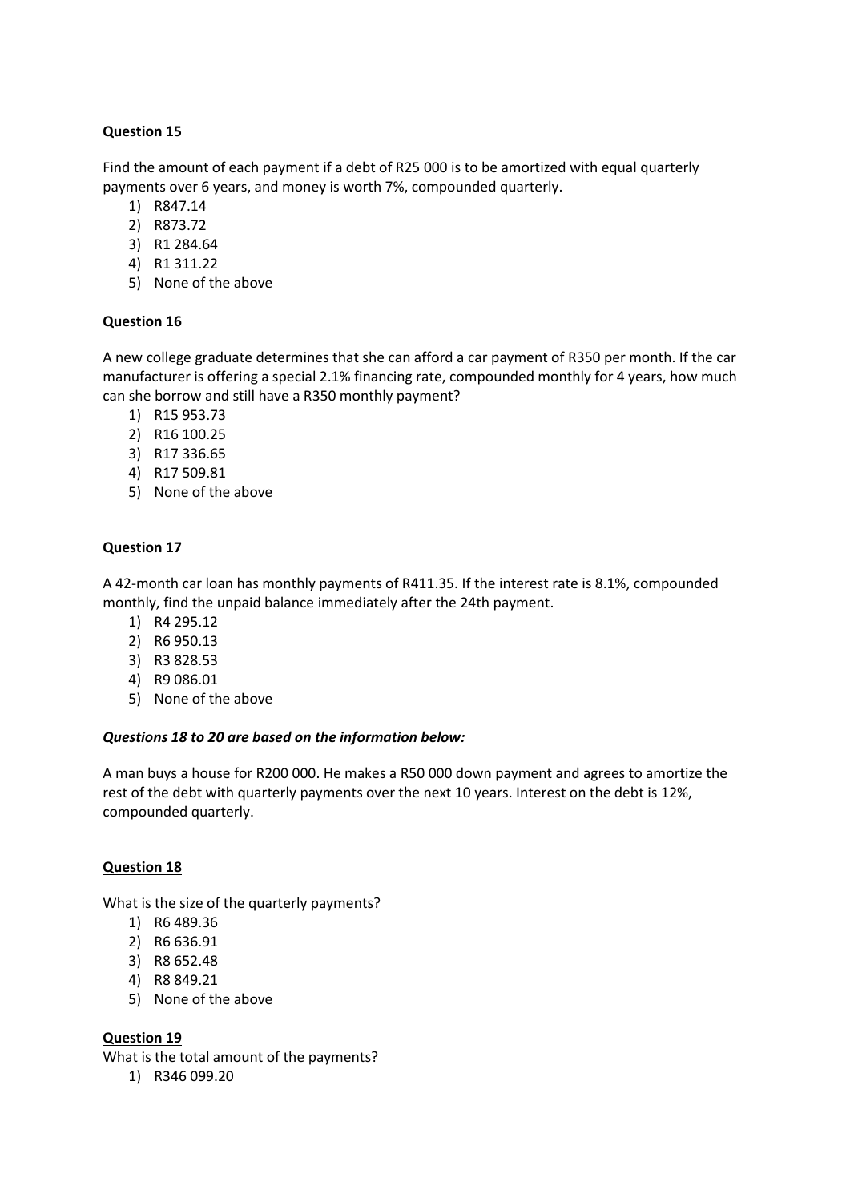**Question 15**

Find the amount of each payment if a debt of R25 000 is to be amortized with equal quarterly payments over 6 years, and money is worth 7%, compounded quarterly.

1) R847.14
2) R873.72
3) R1 284.64
4) R1 311.22
5) None of the above

**Question 16**

A new college graduate determines that she can afford a car payment of R350 per month. If the car manufacturer is offering a special 2.1% financing rate, compounded monthly for 4 years, how much can she borrow and still have a R350 monthly payment?

1) R15 953.73
2) R16 100.25
3) R17 336.65
4) R17 509.81
5) None of the above

**Question 17**

A 42-month car loan has monthly payments of R411.35. If the interest rate is 8.1%, compounded monthly, find the unpaid balance immediately after the 24th payment.

1) R4 295.12
2) R6 950.13
3) R3 828.53
4) R9 086.01
5) None of the above

***Questions 18 to 20 are based on the information below:***

A man buys a house for R200 000. He makes a R50 000 down payment and agrees to amortize the rest of the debt with quarterly payments over the next 10 years. Interest on the debt is 12%, compounded quarterly.

**Question 18**

What is the size of the quarterly payments?

1) R6 489.36
2) R6 636.91
3) R8 652.48
4) R8 849.21
5) None of the above

**Question 19**

What is the total amount of the payments?

1) R346 099.20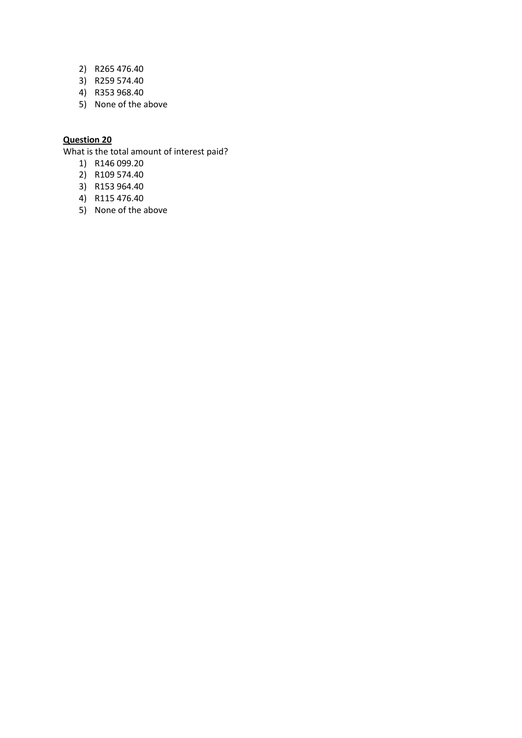2) R265 476.40
3) R259 574.40
4) R353 968.40
5) None of the above

**Question 20**

What is the total amount of interest paid?

1) R146 099.20
2) R109 574.40
3) R153 964.40
4) R115 476.40
5) None of the above